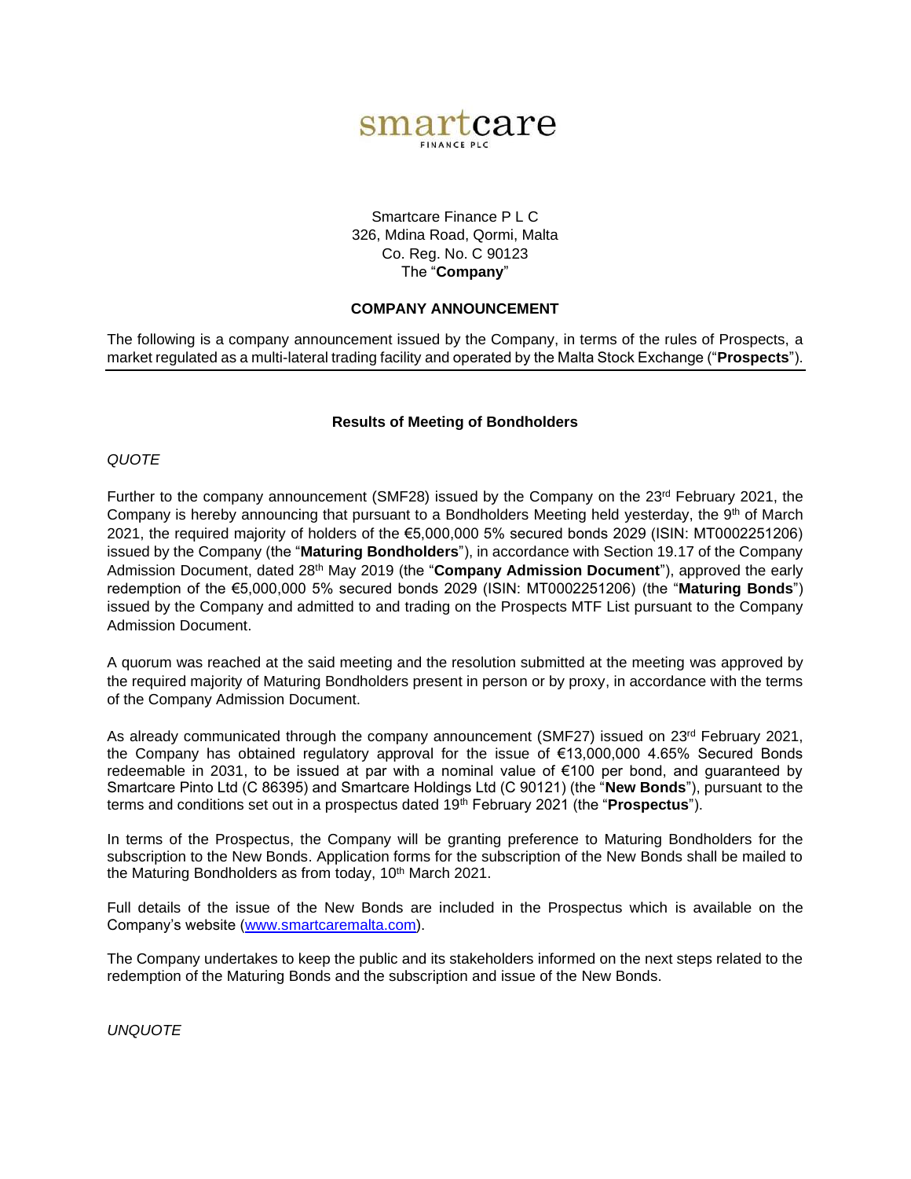smartcare

FINANCE PLC

Smartcare Finance P L C
326, Mdina Road, Qormi, Malta
Co. Reg. No. C 90123
The "**Company**"

**COMPANY ANNOUNCEMENT**

The following is a company announcement issued by the Company, in terms of the rules of Prospects, a market regulated as a multi-lateral trading facility and operated by the Malta Stock Exchange ("**Prospects**").

---

**Results of Meeting of Bondholders**

*QUOTE*

Further to the company announcement (SMF28) issued by the Company on the 23rd February 2021, the Company is hereby announcing that pursuant to a Bondholders Meeting held yesterday, the 9th of March 2021, the required majority of holders of the €5,000,000 5% secured bonds 2029 (ISIN: MT0002251206) issued by the Company (the "**Maturing Bondholders**"), in accordance with Section 19.17 of the Company Admission Document, dated 28th May 2019 (the "**Company Admission Document**"), approved the early redemption of the €5,000,000 5% secured bonds 2029 (ISIN: MT0002251206) (the "**Maturing Bonds**") issued by the Company and admitted to and trading on the Prospects MTF List pursuant to the Company Admission Document.

A quorum was reached at the said meeting and the resolution submitted at the meeting was approved by the required majority of Maturing Bondholders present in person or by proxy, in accordance with the terms of the Company Admission Document.

As already communicated through the company announcement (SMF27) issued on 23rd February 2021, the Company has obtained regulatory approval for the issue of €13,000,000 4.65% Secured Bonds redeemable in 2031, to be issued at par with a nominal value of €100 per bond, and guaranteed by Smartcare Pinto Ltd (C 86395) and Smartcare Holdings Ltd (C 90121) (the "**New Bonds**"), pursuant to the terms and conditions set out in a prospectus dated 19th February 2021 (the "**Prospectus**").

In terms of the Prospectus, the Company will be granting preference to Maturing Bondholders for the subscription to the New Bonds. Application forms for the subscription of the New Bonds shall be mailed to the Maturing Bondholders as from today, 10th March 2021.

Full details of the issue of the New Bonds are included in the Prospectus which is available on the Company's website (www.smartcaremalta.com).

The Company undertakes to keep the public and its stakeholders informed on the next steps related to the redemption of the Maturing Bonds and the subscription and issue of the New Bonds.

*UNQUOTE*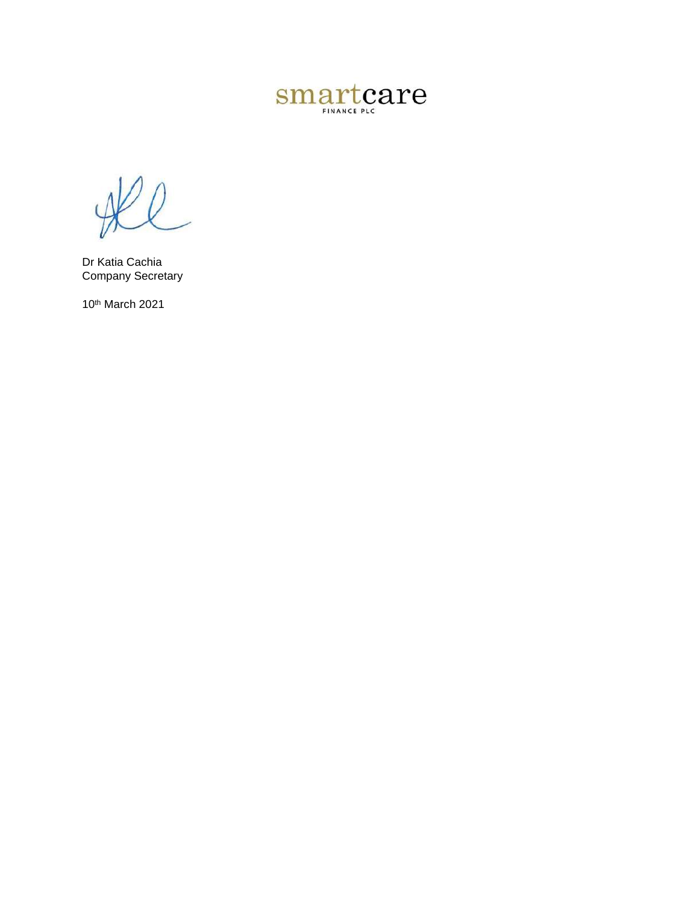smartcare
FINANCE PLC

Dr Katia Cachia
Company Secretary

10th March 2021